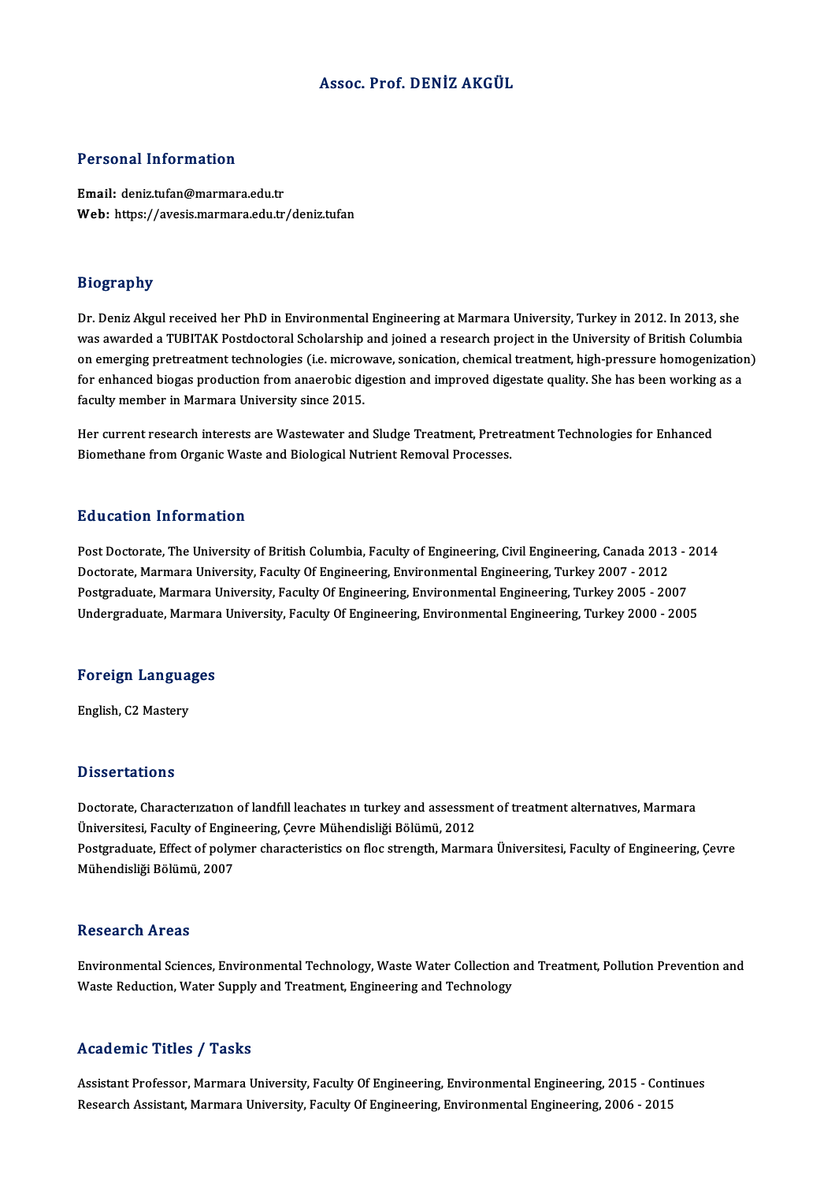# Assoc. Prof. DENİZ AKGÜL

## Personal Information

**Email:** deniz.tufan@marmara.edu.tr
**Web:** https://avesis.marmara.edu.tr/deniz.tufan

## Biography

Dr. Deniz Akgul received her PhD in Environmental Engineering at Marmara University, Turkey in 2012. In 2013, she was awarded a TUBITAK Postdoctoral Scholarship and joined a research project in the University of British Columbia on emerging pretreatment technologies (i.e. microwave, sonication, chemical treatment, high-pressure homogenization) for enhanced biogas production from anaerobic digestion and improved digestate quality. She has been working as a faculty member in Marmara University since 2015.

Her current research interests are Wastewater and Sludge Treatment, Pretreatment Technologies for Enhanced Biomethane from Organic Waste and Biological Nutrient Removal Processes.

## Education Information

Post Doctorate, The University of British Columbia, Faculty of Engineering, Civil Engineering, Canada 2013 - 2014
Doctorate, Marmara University, Faculty Of Engineering, Environmental Engineering, Turkey 2007 - 2012
Postgraduate, Marmara University, Faculty Of Engineering, Environmental Engineering, Turkey 2005 - 2007
Undergraduate, Marmara University, Faculty Of Engineering, Environmental Engineering, Turkey 2000 - 2005

## Foreign Languages

English, C2 Mastery

## Dissertations

Doctorate, Characterızatıon of landfıll leachates ın turkey and assessment of treatment alternatıves, Marmara Üniversitesi, Faculty of Engineering, Çevre Mühendisliği Bölümü, 2012
Postgraduate, Effect of polymer characteristics on floc strength, Marmara Üniversitesi, Faculty of Engineering, Çevre Mühendisliği Bölümü, 2007

## Research Areas

Environmental Sciences, Environmental Technology, Waste Water Collection and Treatment, Pollution Prevention and Waste Reduction, Water Supply and Treatment, Engineering and Technology

## Academic Titles / Tasks

Assistant Professor, Marmara University, Faculty Of Engineering, Environmental Engineering, 2015 - Continues
Research Assistant, Marmara University, Faculty Of Engineering, Environmental Engineering, 2006 - 2015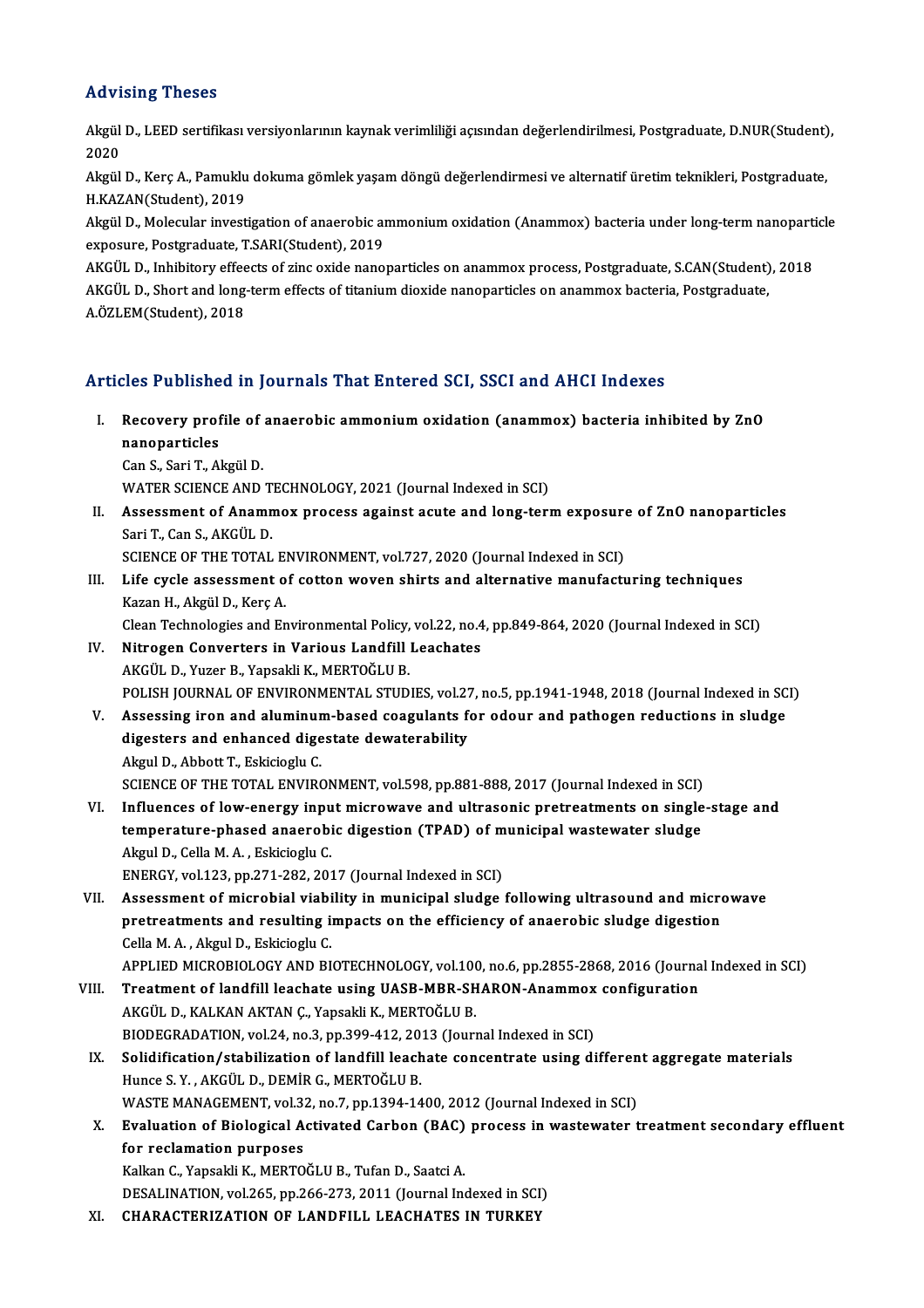## Advising Theses

Akgül D., LEED sertifikası versiyonlarının kaynak verimliliği açısından değerlendirilmesi, Postgraduate, D.NUR(Student), 2020

Akgül D., Kerç A., Pamuklu dokuma gömlek yaşam döngü değerlendirmesi ve alternatif üretim teknikleri, Postgraduate, H.KAZAN(Student), 2019

Akgül D., Molecular investigation of anaerobic ammonium oxidation (Anammox) bacteria under long-term nanoparticle exposure, Postgraduate, T.SARI(Student), 2019

AKGÜL D., Inhibitory effects of zinc oxide nanoparticles on anammox process, Postgraduate, S.CAN(Student), 2018

AKGÜL D., Short and long-term effects of titanium dioxide nanoparticles on anammox bacteria, Postgraduate, A.ÖZLEM(Student), 2018

## Articles Published in Journals That Entered SCI, SSCI and AHCI Indexes

I. **Recovery profile of anaerobic ammonium oxidation (anammox) bacteria inhibited by ZnO nanoparticles**
   Can S., Sari T., Akgül D.
   WATER SCIENCE AND TECHNOLOGY, 2021 (Journal Indexed in SCI)

II. **Assessment of Anammox process against acute and long-term exposure of ZnO nanoparticles**
   Sari T., Can S., AKGÜL D.
   SCIENCE OF THE TOTAL ENVIRONMENT, vol.727, 2020 (Journal Indexed in SCI)

III. **Life cycle assessment of cotton woven shirts and alternative manufacturing techniques**
   Kazan H., Akgül D., Kerç A.
   Clean Technologies and Environmental Policy, vol.22, no.4, pp.849-864, 2020 (Journal Indexed in SCI)

IV. **Nitrogen Converters in Various Landfill Leachates**
   AKGÜL D., Yuzer B., Yapsakli K., MERTOĞLU B.
   POLISH JOURNAL OF ENVIRONMENTAL STUDIES, vol.27, no.5, pp.1941-1948, 2018 (Journal Indexed in SCI)

V. **Assessing iron and aluminum-based coagulants for odour and pathogen reductions in sludge digesters and enhanced digestate dewaterability**
   Akgul D., Abbott T., Eskicioglu C.
   SCIENCE OF THE TOTAL ENVIRONMENT, vol.598, pp.881-888, 2017 (Journal Indexed in SCI)

VI. **Influences of low-energy input microwave and ultrasonic pretreatments on single-stage and temperature-phased anaerobic digestion (TPAD) of municipal wastewater sludge**
   Akgul D., Cella M. A. , Eskicioglu C.
   ENERGY, vol.123, pp.271-282, 2017 (Journal Indexed in SCI)

VII. **Assessment of microbial viability in municipal sludge following ultrasound and microwave pretreatments and resulting impacts on the efficiency of anaerobic sludge digestion**
   Cella M. A. , Akgul D., Eskicioglu C.
   APPLIED MICROBIOLOGY AND BIOTECHNOLOGY, vol.100, no.6, pp.2855-2868, 2016 (Journal Indexed in SCI)

VIII. **Treatment of landfill leachate using UASB-MBR-SHARON-Anammox configuration**
   AKGÜL D., KALKAN AKTAN Ç., Yapsakli K., MERTOĞLU B.
   BIODEGRADATION, vol.24, no.3, pp.399-412, 2013 (Journal Indexed in SCI)

IX. **Solidification/stabilization of landfill leachate concentrate using different aggregate materials**
   Hunce S. Y. , AKGÜL D., DEMİR G., MERTOĞLU B.
   WASTE MANAGEMENT, vol.32, no.7, pp.1394-1400, 2012 (Journal Indexed in SCI)

X. **Evaluation of Biological Activated Carbon (BAC) process in wastewater treatment secondary effluent for reclamation purposes**
   Kalkan C., Yapsakli K., MERTOĞLU B., Tufan D., Saatci A.
   DESALINATION, vol.265, pp.266-273, 2011 (Journal Indexed in SCI)

XI. **CHARACTERIZATION OF LANDFILL LEACHATES IN TURKEY**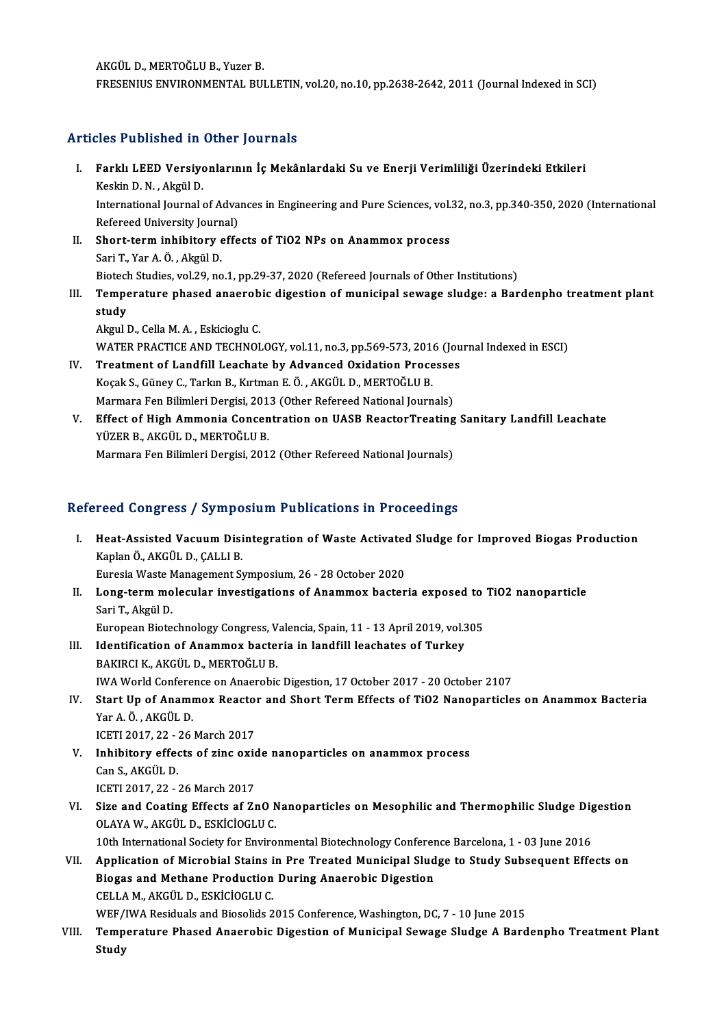AKGÜL D., MERTOĞLU B., Yuzer B.
FRESENIUS ENVIRONMENTAL BULLETIN, vol.20, no.10, pp.2638-2642, 2011 (Journal Indexed in SCI)

## Articles Published in Other Journals

I. **Farklı LEED Versiyonlarının İç Mekânlardaki Su ve Enerji Verimliliği Üzerindeki Etkileri**
Keskin D. N. , Akgül D.
International Journal of Advances in Engineering and Pure Sciences, vol.32, no.3, pp.340-350, 2020 (International Refereed University Journal)

II. **Short-term inhibitory effects of TiO2 NPs on Anammox process**
Sari T., Yar A. Ö. , Akgül D.
Biotech Studies, vol.29, no.1, pp.29-37, 2020 (Refereed Journals of Other Institutions)

III. **Temperature phased anaerobic digestion of municipal sewage sludge: a Bardenpho treatment plant study**
Akgul D., Cella M. A. , Eskicioglu C.
WATER PRACTICE AND TECHNOLOGY, vol.11, no.3, pp.569-573, 2016 (Journal Indexed in ESCI)

IV. **Treatment of Landfill Leachate by Advanced Oxidation Processes**
Koçak S., Güney C., Tarkın B., Kırtman E. Ö. , AKGÜL D., MERTOĞLU B.
Marmara Fen Bilimleri Dergisi, 2013 (Other Refereed National Journals)

V. **Effect of High Ammonia Concentration on UASB ReactorTreating Sanitary Landfill Leachate**
YÜZER B., AKGÜL D., MERTOĞLU B.
Marmara Fen Bilimleri Dergisi, 2012 (Other Refereed National Journals)

## Refereed Congress / Symposium Publications in Proceedings

I. **Heat-Assisted Vacuum Disintegration of Waste Activated Sludge for Improved Biogas Production**
Kaplan Ö., AKGÜL D., ÇALLI B.
Euresia Waste Management Symposium, 26 - 28 October 2020

II. **Long-term molecular investigations of Anammox bacteria exposed to TiO2 nanoparticle**
Sari T., Akgül D.
European Biotechnology Congress, Valencia, Spain, 11 - 13 April 2019, vol.305

III. **Identification of Anammox bacteria in landfill leachates of Turkey**
BAKIRCI K., AKGÜL D., MERTOĞLU B.
IWA World Conference on Anaerobic Digestion, 17 October 2017 - 20 October 2107

IV. **Start Up of Anammox Reactor and Short Term Effects of TiO2 Nanoparticles on Anammox Bacteria**
Yar A. Ö. , AKGÜL D.
ICETI 2017, 22 - 26 March 2017

V. **Inhibitory effects of zinc oxide nanoparticles on anammox process**
Can S., AKGÜL D.
ICETI 2017, 22 - 26 March 2017

VI. **Size and Coating Effects af ZnO Nanoparticles on Mesophilic and Thermophilic Sludge Digestion**
OLAYA W., AKGÜL D., ESKİCİOGLU C.
10th International Society for Environmental Biotechnology Conference Barcelona, 1 - 03 June 2016

VII. **Application of Microbial Stains in Pre Treated Municipal Sludge to Study Subsequent Effects on Biogas and Methane Production During Anaerobic Digestion**
CELLA M., AKGÜL D., ESKİCİOGLU C.
WEF/IWA Residuals and Biosolids 2015 Conference, Washington, DC, 7 - 10 June 2015

VIII. **Temperature Phased Anaerobic Digestion of Municipal Sewage Sludge A Bardenpho Treatment Plant Study**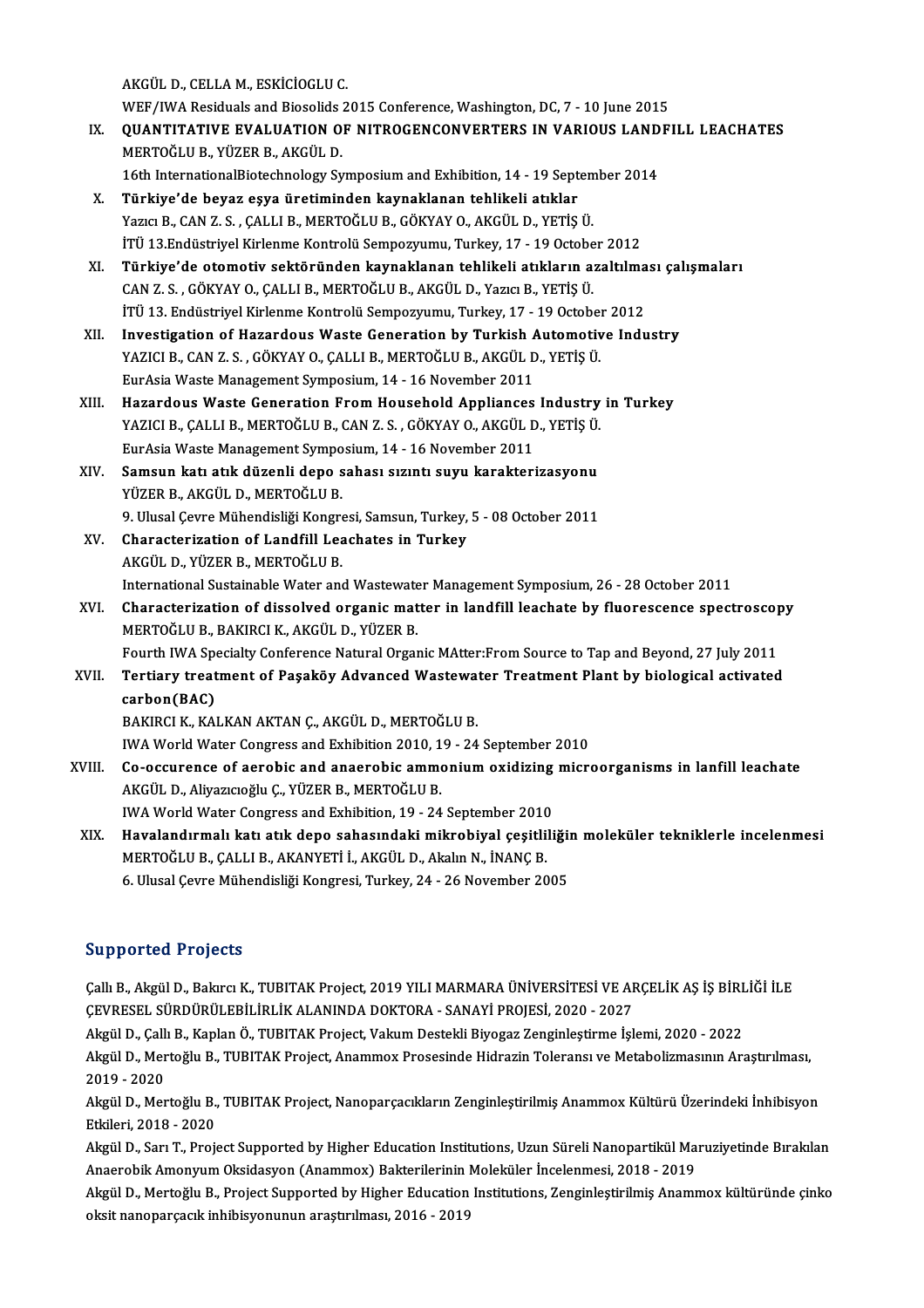AKGÜL D., CELLA M., ESKİCİOGLU C.
WEF/IWA Residuals and Biosolids 2015 Conference, Washington, DC, 7 - 10 June 2015

IX. **QUANTITATIVE EVALUATION OF NITROGENCONVERTERS IN VARIOUS LANDFILL LEACHATES**
MERTOĞLU B., YÜZER B., AKGÜL D.
16th InternationalBiotechnology Symposium and Exhibition, 14 - 19 September 2014

X. **Türkiye'de beyaz eşya üretiminden kaynaklanan tehlikeli atıklar**
Yazıcı B., CAN Z. S. , ÇALLI B., MERTOĞLU B., GÖKYAY O., AKGÜL D., YETİŞ Ü.
İTÜ 13.Endüstriyel Kirlenme Kontrolü Sempozyumu, Turkey, 17 - 19 October 2012

XI. **Türkiye'de otomotiv sektöründen kaynaklanan tehlikeli atıkların azaltılması çalışmaları**
CAN Z. S. , GÖKYAY O., ÇALLI B., MERTOĞLU B., AKGÜL D., Yazıcı B., YETİŞ Ü.
İTÜ 13. Endüstriyel Kirlenme Kontrolü Sempozyumu, Turkey, 17 - 19 October 2012

XII. **Investigation of Hazardous Waste Generation by Turkish Automotive Industry**
YAZICI B., CAN Z. S. , GÖKYAY O., ÇALLI B., MERTOĞLU B., AKGÜL D., YETİŞ Ü.
EurAsia Waste Management Symposium, 14 - 16 November 2011

XIII. **Hazardous Waste Generation From Household Appliances Industry in Turkey**
YAZICI B., ÇALLI B., MERTOĞLU B., CAN Z. S. , GÖKYAY O., AKGÜL D., YETİŞ Ü.
EurAsia Waste Management Symposium, 14 - 16 November 2011

XIV. **Samsun katı atık düzenli depo sahası sızıntı suyu karakterizasyonu**
YÜZER B., AKGÜL D., MERTOĞLU B.
9. Ulusal Çevre Mühendisliği Kongresi, Samsun, Turkey, 5 - 08 October 2011

XV. **Characterization of Landfill Leachates in Turkey**
AKGÜL D., YÜZER B., MERTOĞLU B.
International Sustainable Water and Wastewater Management Symposium, 26 - 28 October 2011

XVI. **Characterization of dissolved organic matter in landfill leachate by fluorescence spectroscopy**
MERTOĞLU B., BAKIRCI K., AKGÜL D., YÜZER B.
Fourth IWA Specialty Conference Natural Organic MAtter:From Source to Tap and Beyond, 27 July 2011

XVII. **Tertiary treatment of Paşaköy Advanced Wastewater Treatment Plant by biological activated carbon(BAC)**
BAKIRCI K., KALKAN AKTAN Ç., AKGÜL D., MERTOĞLU B.
IWA World Water Congress and Exhibition 2010, 19 - 24 September 2010

XVIII. **Co-occurence of aerobic and anaerobic ammonium oxidizing microorganisms in lanfill leachate**
AKGÜL D., Aliyazıcıoğlu Ç., YÜZER B., MERTOĞLU B.
IWA World Water Congress and Exhibition, 19 - 24 September 2010

XIX. **Havalandırmalı katı atık depo sahasındaki mikrobiyal çeşitliliğin moleküler tekniklerle incelenmesi**
MERTOĞLU B., ÇALLI B., AKANYETİ İ., AKGÜL D., Akalın N., İNANÇ B.
6. Ulusal Çevre Mühendisliği Kongresi, Turkey, 24 - 26 November 2005

## Supported Projects

Çallı B., Akgül D., Bakırcı K., TUBITAK Project, 2019 YILI MARMARA ÜNİVERSİTESİ VE ARÇELİK AŞ İŞ BİRLİĞİ İLE ÇEVRESEL SÜRDÜRÜLEBİLİRLİK ALANINDA DOKTORA - SANAYİ PROJESİ, 2020 - 2027

Akgül D., Çallı B., Kaplan Ö., TUBITAK Project, Vakum Destekli Biyogaz Zenginleştirme İşlemi, 2020 - 2022

Akgül D., Mertoğlu B., TUBITAK Project, Anammox Prosesinde Hidrazin Toleransı ve Metabolizmasının Araştırılması, 2019 - 2020

Akgül D., Mertoğlu B., TUBITAK Project, Nanoparçacıkların Zenginleştirilmiş Anammox Kültürü Üzerindeki İnhibisyon Etkileri, 2018 - 2020

Akgül D., Sarı T., Project Supported by Higher Education Institutions, Uzun Süreli Nanopartikül Maruziyetinde Bırakılan Anaerobik Amonyum Oksidasyon (Anammox) Bakterilerinin Moleküler İncelenmesi, 2018 - 2019

Akgül D., Mertoğlu B., Project Supported by Higher Education Institutions, Zenginleştirilmiş Anammox kültüründe çinko oksit nanoparçacık inhibisyonunun araştırılması, 2016 - 2019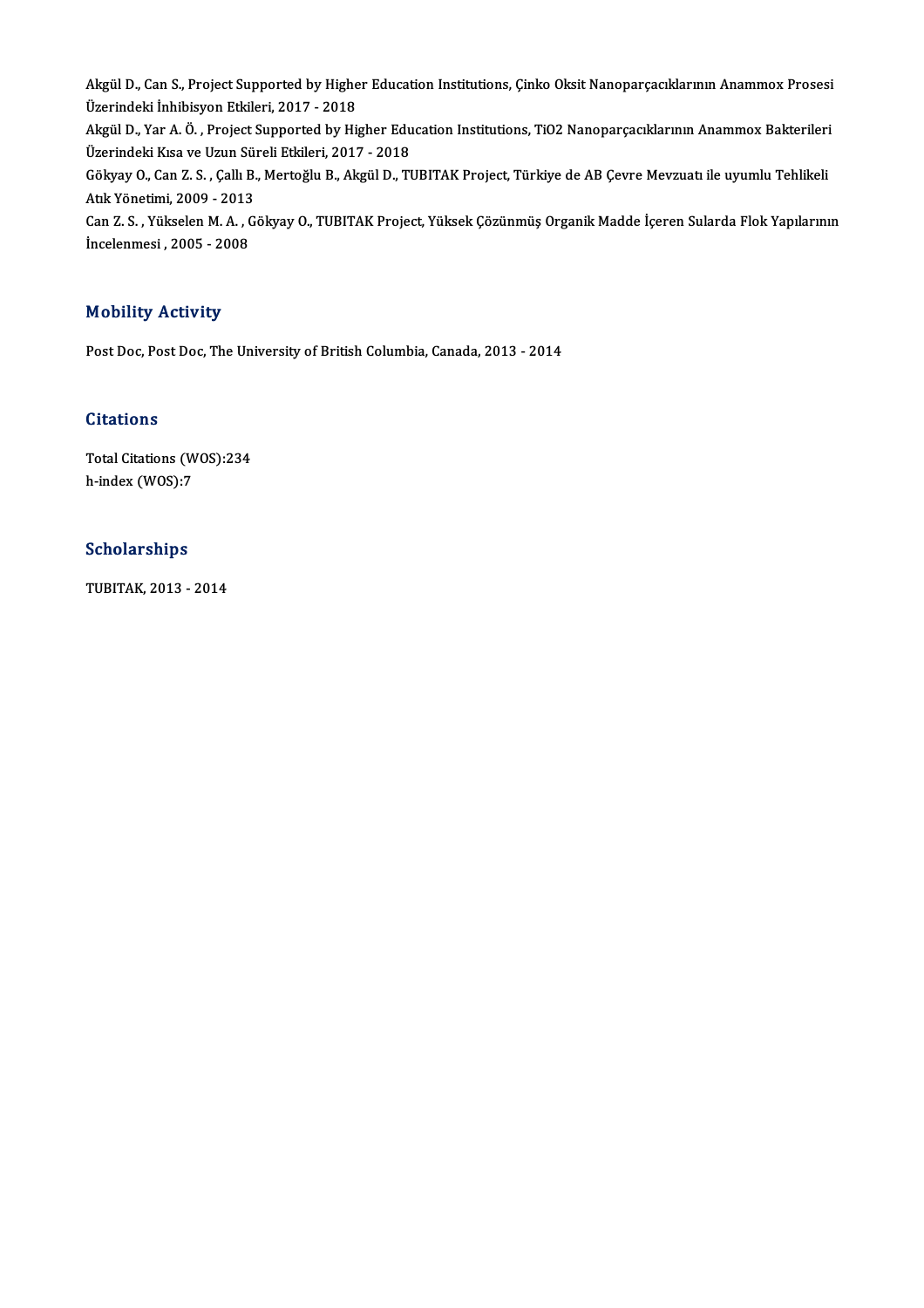Akgül D., Can S., Project Supported by Higher Education Institutions, Çinko Oksit Nanoparçacıklarının Anammox Prosesi Üzerindeki İnhibisyon Etkileri, 2017 - 2018

Akgül D., Yar A. Ö. , Project Supported by Higher Education Institutions, TiO2 Nanoparçacıklarının Anammox Bakterileri Üzerindeki Kısa ve Uzun Süreli Etkileri, 2017 - 2018

Gökyay O., Can Z. S. , Çallı B., Mertoğlu B., Akgül D., TUBITAK Project, Türkiye de AB Çevre Mevzuatı ile uyumlu Tehlikeli Atık Yönetimi, 2009 - 2013

Can Z. S. , Yükselen M. A. , Gökyay O., TUBITAK Project, Yüksek Çözünmüş Organik Madde İçeren Sularda Flok Yapılarının İncelenmesi , 2005 - 2008

## Mobility Activity

Post Doc, Post Doc, The University of British Columbia, Canada, 2013 - 2014

## Citations

Total Citations (WOS):234

h-index (WOS):7

## Scholarships

TUBITAK, 2013 - 2014